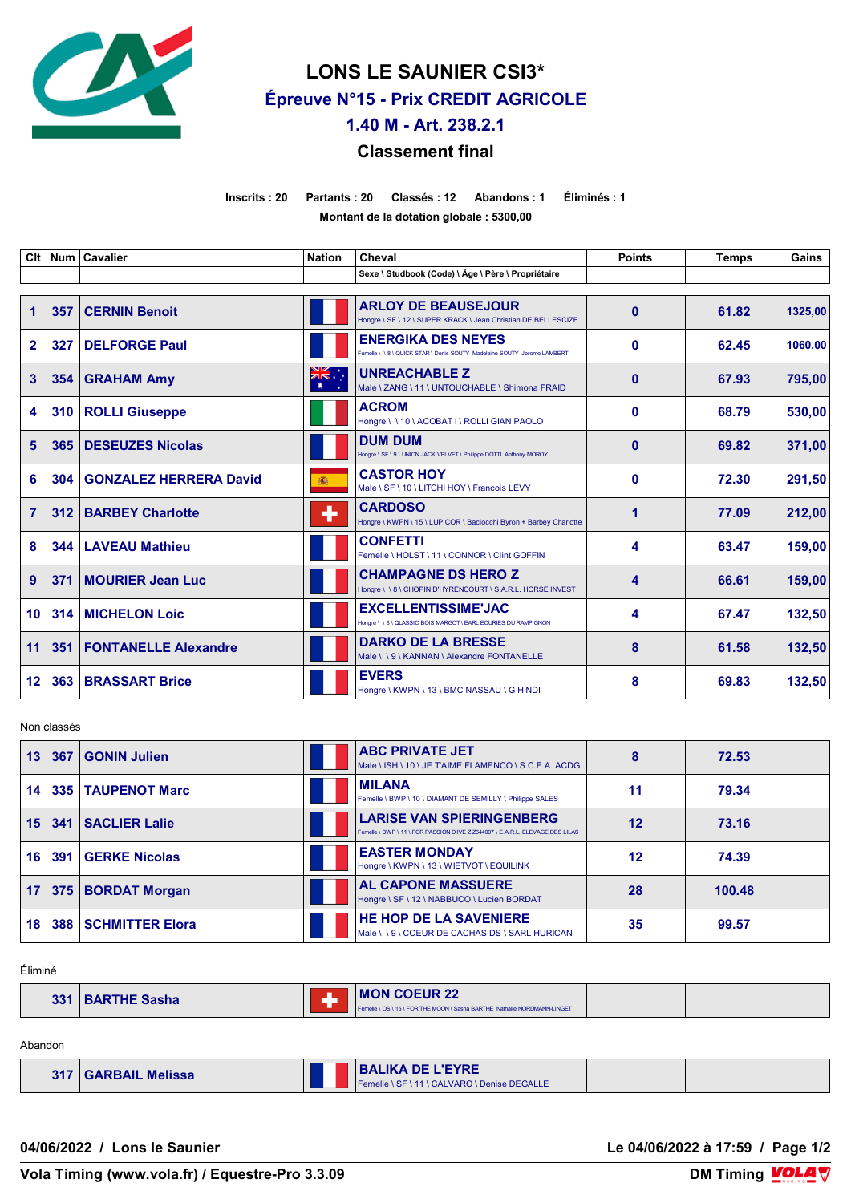# LONS LE SAUNIER CSI3*

## Épreuve N°15 - Prix CREDIT AGRICOLE

## 1.40 M - Art. 238.2.1

### Classement final

**Inscrits : 20 Partants : 20 Classés : 12 Abandons : 1 Éliminés : 1**

**Montant de la dotation globale : 5300,00**

| Clt | Num | Cavalier | Nation | Cheval<br>Sexe \ Studbook (Code) \ Âge \ Père \ Propriétaire | Points | Temps | Gains |
|---|---|---|---|---|---|---|---|
| 1 | 357 | CERNIN Benoit | | ARLOY DE BEAUSEJOUR<br>Hongre \ SF \ 12 \ SUPER KRACK \ Jean Christian DE BELLESCIZE | 0 | 61.82 | 1325,00 |
| 2 | 327 | DELFORGE Paul | | ENERGIKA DES NEYES<br>Femelle \ \ 8 \ QUICK STAR \ Denis SOUTY Madeleine SOUTY Jerome LAMBERT | 0 | 62.45 | 1060,00 |
| 3 | 354 | GRAHAM Amy | | UNREACHABLE Z<br>Male \ ZANG \ 11 \ UNTOUCHABLE \ Shimona FRAID | 0 | 67.93 | 795,00 |
| 4 | 310 | ROLLI Giuseppe | | ACROM<br>Hongre \ \ 10 \ ACOBAT I \ ROLLI GIAN PAOLO | 0 | 68.79 | 530,00 |
| 5 | 365 | DESEUZES Nicolas | | DUM DUM<br>Hongre \ SF \ 9 \ UNION JACK VELVET \ Philippe DOTTI Anthony MOROY | 0 | 69.82 | 371,00 |
| 6 | 304 | GONZALEZ HERRERA David | | CASTOR HOY<br>Male \ SF \ 10 \ LITCHI HOY \ Francois LEVY | 0 | 72.30 | 291,50 |
| 7 | 312 | BARBEY Charlotte | | CARDOSO<br>Hongre \ KWPN \ 15 \ LUPICOR \ Baciocchi Byron + Barbey Charlotte | 1 | 77.09 | 212,00 |
| 8 | 344 | LAVEAU Mathieu | | CONFETTI<br>Femelle \ HOLST \ 11 \ CONNOR \ Clint GOFFIN | 4 | 63.47 | 159,00 |
| 9 | 371 | MOURIER Jean Luc | | CHAMPAGNE DS HERO Z<br>Hongre \ \ 8 \ CHOPIN D'HYRENCOURT \ S.A.R.L. HORSE INVEST | 4 | 66.61 | 159,00 |
| 10 | 314 | MICHELON Loic | | EXCELLENTISSIME'JAC<br>Hongre \ \ 8 \ QLASSIC BOIS MARGOT \ EARL ECURIES DU RAMPIGNON | 4 | 67.47 | 132,50 |
| 11 | 351 | FONTANELLE Alexandre | | DARKO DE LA BRESSE<br>Male \ \ 9 \ KANNAN \ Alexandre FONTANELLE | 8 | 61.58 | 132,50 |
| 12 | 363 | BRASSART Brice | | EVERS<br>Hongre \ KWPN \ 13 \ BMC NASSAU \ G HINDI | 8 | 69.83 | 132,50 |

Non classés

| Clt | Num | Cavalier | Nation | Cheval | Points | Temps | Gains |
|---|---|---|---|---|---|---|---|
| 13 | 367 | GONIN Julien | | ABC PRIVATE JET<br>Male \ ISH \ 10 \ JE T'AIME FLAMENCO \ S.C.E.A. ACDG | 8 | 72.53 | |
| 14 | 335 | TAUPENOT Marc | | MILANA<br>Femelle \ BWP \ 10 \ DIAMANT DE SEMILLY \ Philippe SALES | 11 | 79.34 | |
| 15 | 341 | SACLIER Lalie | | LARISE VAN SPIERINGENBERG<br>Femelle \ BWP \ 11 \ FOR PASSION D'IVE Z Z644007 \ E.A.R.L. ELEVAGE DES LILAS | 12 | 73.16 | |
| 16 | 391 | GERKE Nicolas | | EASTER MONDAY<br>Hongre \ KWPN \ 13 \ WIETVOT \ EQUILINK | 12 | 74.39 | |
| 17 | 375 | BORDAT Morgan | | AL CAPONE MASSUERE<br>Hongre \ SF \ 12 \ NABBUCO \ Lucien BORDAT | 28 | 100.48 | |
| 18 | 388 | SCHMITTER Elora | | HE HOP DE LA SAVENIERE<br>Male \ \ 9 \ COEUR DE CACHAS DS \ SARL HURICAN | 35 | 99.57 | |

Éliminé

| Clt | Num | Cavalier | Nation | Cheval | Points | Temps | Gains |
|---|---|---|---|---|---|---|---|
| | 331 | BARTHE Sasha | | MON COEUR 22<br>Femelle \ OS \ 15 \ FOR THE MOON \ Sasha BARTHE Nathalie NORDMANN-LINGET | | | |

Abandon

| Clt | Num | Cavalier | Nation | Cheval | Points | Temps | Gains |
|---|---|---|---|---|---|---|---|
| | 317 | GARBAIL Melissa | | BALIKA DE L'EYRE<br>Femelle \ SF \ 11 \ CALVARO \ Denise DEGALLE | | | |

04/06/2022 / Lons le Saunier — Le 04/06/2022 à 17:59

Vola Timing (www.vola.fr) / Equestre-Pro 3.3.09 — DM Timing